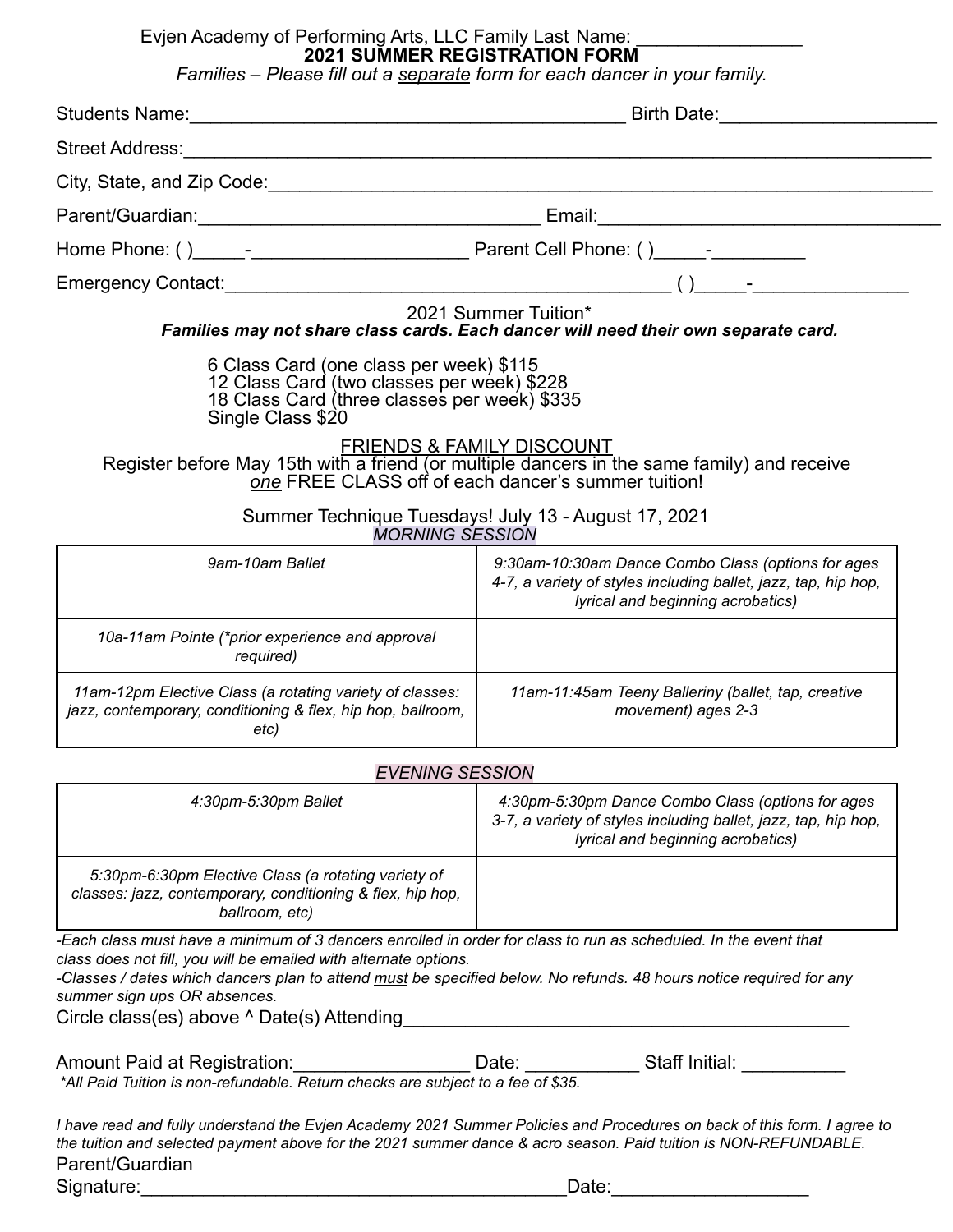Evjen Academy of Performing Arts, LLC Family Last Name: ________________

**2021 SUMMER REGISTRATION FORM**

*Families – Please fill out a separate form for each dancer in your family.*

Students Name:___________________________________________ Birth Date:_____________________

Street Address:_____________________________________________________________________________

City, State, and Zip Code:__________________________________________________________________

Parent/Guardian:_________________________________ Email:__________________________________

Home Phone: ( )_____-_____________________ Parent Cell Phone: ( )_____-_________

Emergency Contact:____________________________________________ ( )_____-_______________

2021 Summer Tuition*

***Families may not share class cards. Each dancer will need their own separate card.***

6 Class Card (one class per week) $115
12 Class Card (two classes per week) $228
18 Class Card (three classes per week) $335
Single Class $20

FRIENDS & FAMILY DISCOUNT

Register before May 15th with a friend (or multiple dancers in the same family) and receive *one* FREE CLASS off of each dancer's summer tuition!

Summer Technique Tuesdays! July 13 - August 17, 2021

*MORNING SESSION*

| | |
|---|---|
| *9am-10am Ballet* | *9:30am-10:30am Dance Combo Class (options for ages 4-7, a variety of styles including ballet, jazz, tap, hip hop, lyrical and beginning acrobatics)* |
| *10a-11am Pointe (*prior experience and approval required)* | |
| *11am-12pm Elective Class (a rotating variety of classes: jazz, contemporary, conditioning & flex, hip hop, ballroom, etc)* | *11am-11:45am Teeny Balleriny (ballet, tap, creative movement) ages 2-3* |

*EVENING SESSION*

| | |
|---|---|
| *4:30pm-5:30pm Ballet* | *4:30pm-5:30pm Dance Combo Class (options for ages 3-7, a variety of styles including ballet, jazz, tap, hip hop, lyrical and beginning acrobatics)* |
| *5:30pm-6:30pm Elective Class (a rotating variety of classes: jazz, contemporary, conditioning & flex, hip hop, ballroom, etc)* | |

*-Each class must have a minimum of 3 dancers enrolled in order for class to run as scheduled. In the event that class does not fill, you will be emailed with alternate options.*

*-Classes / dates which dancers plan to attend must be specified below. No refunds. 48 hours notice required for any summer sign ups OR absences.*

Circle class(es) above ^ Date(s) Attending____________________________________________

Amount Paid at Registration:_________________ Date: ___________ Staff Initial: __________

**All Paid Tuition is non-refundable. Return checks are subject to a fee of $35.*

*I have read and fully understand the Evjen Academy 2021 Summer Policies and Procedures on back of this form. I agree to the tuition and selected payment above for the 2021 summer dance & acro season. Paid tuition is NON-REFUNDABLE.*

Parent/Guardian
Signature:________________________________________Date:__________________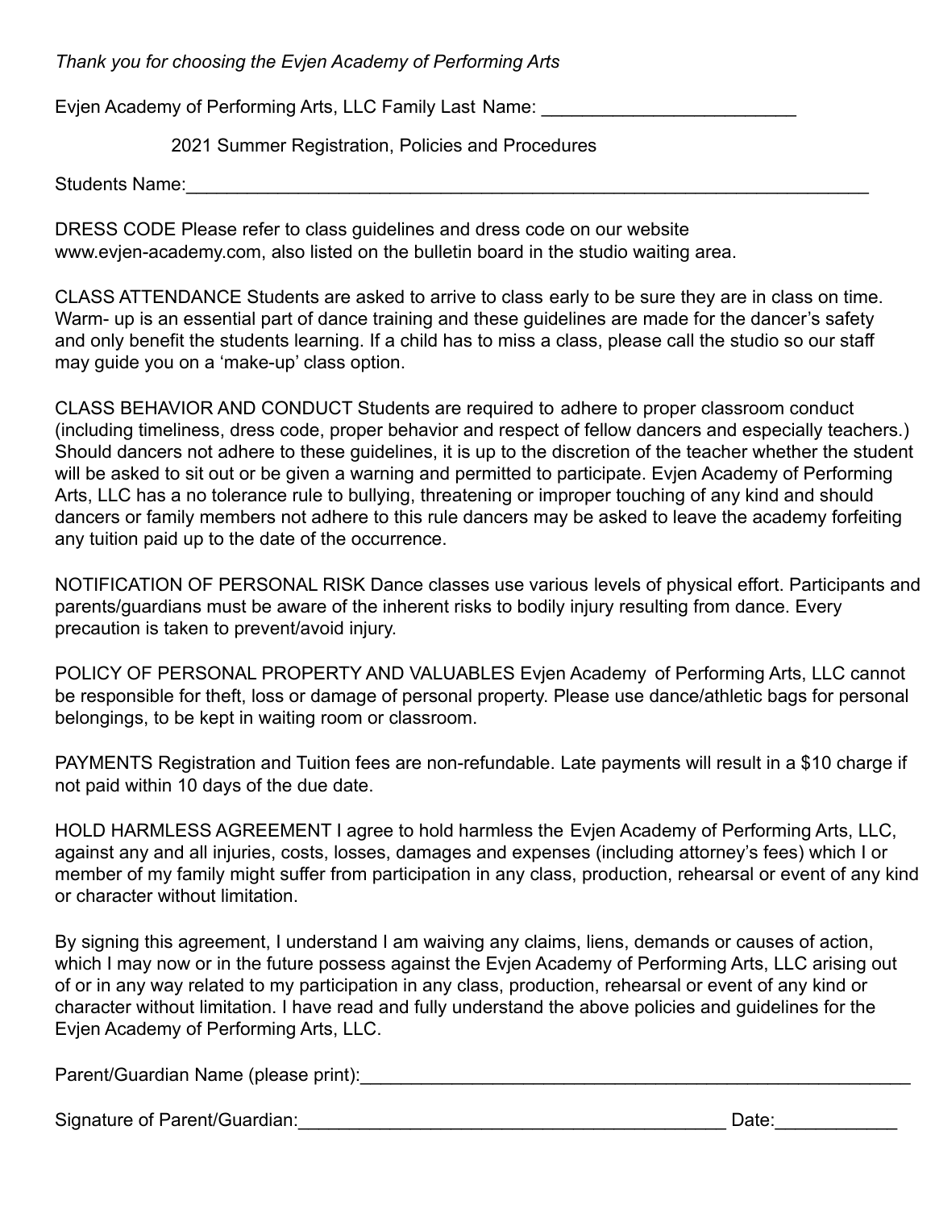*Thank you for choosing the Evjen Academy of Performing Arts*

Evjen Academy of Performing Arts, LLC Family Last Name: _________________________

2021 Summer Registration, Policies and Procedures

Students Name:_________________________________________________________________________

DRESS CODE Please refer to class guidelines and dress code on our website www.evjen-academy.com, also listed on the bulletin board in the studio waiting area.

CLASS ATTENDANCE Students are asked to arrive to class early to be sure they are in class on time. Warm- up is an essential part of dance training and these guidelines are made for the dancer's safety and only benefit the students learning. If a child has to miss a class, please call the studio so our staff may guide you on a 'make-up' class option.

CLASS BEHAVIOR AND CONDUCT Students are required to adhere to proper classroom conduct (including timeliness, dress code, proper behavior and respect of fellow dancers and especially teachers.) Should dancers not adhere to these guidelines, it is up to the discretion of the teacher whether the student will be asked to sit out or be given a warning and permitted to participate. Evjen Academy of Performing Arts, LLC has a no tolerance rule to bullying, threatening or improper touching of any kind and should dancers or family members not adhere to this rule dancers may be asked to leave the academy forfeiting any tuition paid up to the date of the occurrence.

NOTIFICATION OF PERSONAL RISK Dance classes use various levels of physical effort. Participants and parents/guardians must be aware of the inherent risks to bodily injury resulting from dance. Every precaution is taken to prevent/avoid injury.

POLICY OF PERSONAL PROPERTY AND VALUABLES Evjen Academy of Performing Arts, LLC cannot be responsible for theft, loss or damage of personal property. Please use dance/athletic bags for personal belongings, to be kept in waiting room or classroom.

PAYMENTS Registration and Tuition fees are non-refundable. Late payments will result in a $10 charge if not paid within 10 days of the due date.

HOLD HARMLESS AGREEMENT I agree to hold harmless the Evjen Academy of Performing Arts, LLC, against any and all injuries, costs, losses, damages and expenses (including attorney's fees) which I or member of my family might suffer from participation in any class, production, rehearsal or event of any kind or character without limitation.

By signing this agreement, I understand I am waiving any claims, liens, demands or causes of action, which I may now or in the future possess against the Evjen Academy of Performing Arts, LLC arising out of or in any way related to my participation in any class, production, rehearsal or event of any kind or character without limitation. I have read and fully understand the above policies and guidelines for the Evjen Academy of Performing Arts, LLC.

Parent/Guardian Name (please print):_______________________________________________________

Signature of Parent/Guardian:___________________________________________ Date:____________